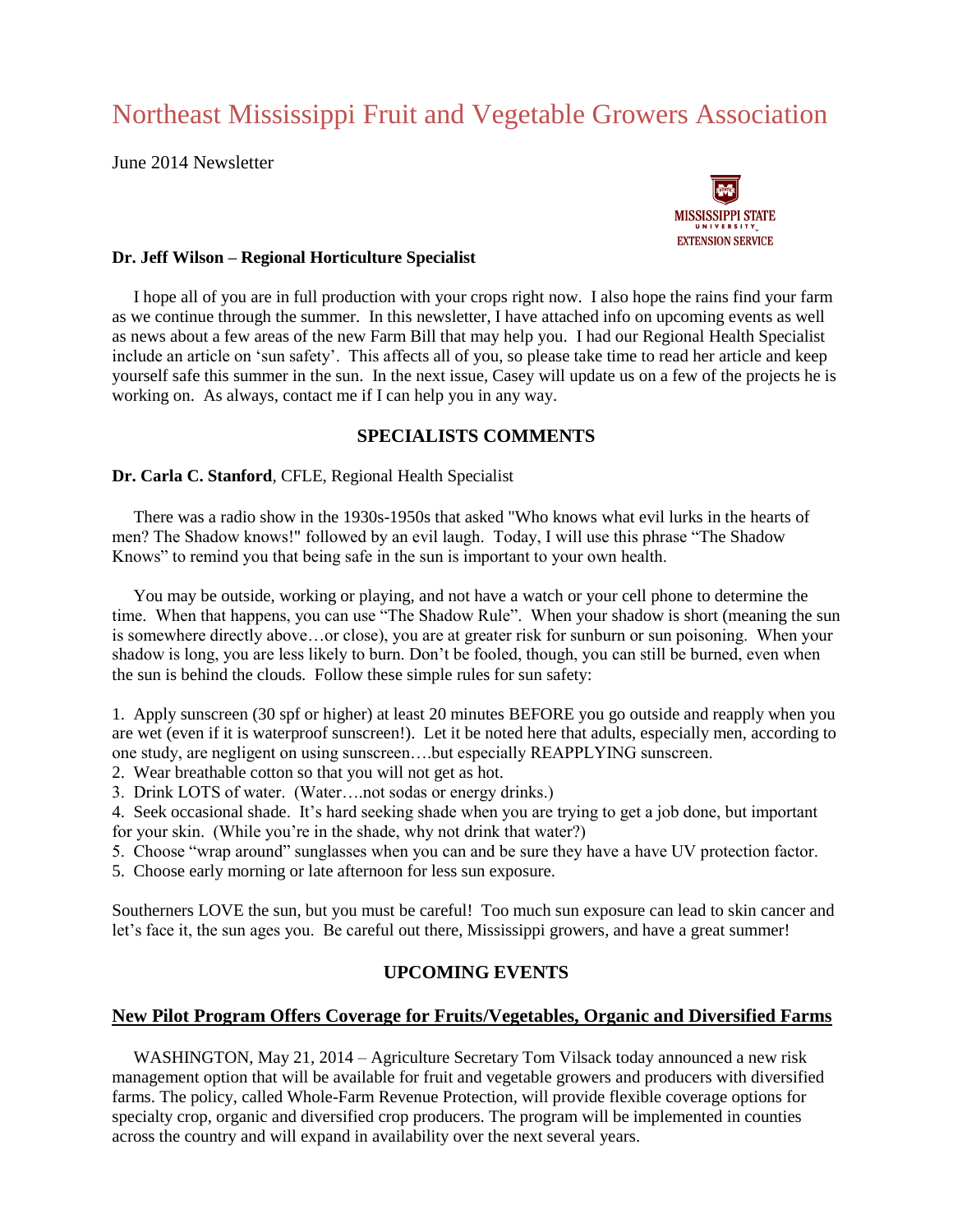# Northeast Mississippi Fruit and Vegetable Growers Association

June 2014 Newsletter

MISSISSIPPI STATE UNIVERSITY EXTENSION SERVICE

**Dr. Jeff Wilson – Regional Horticulture Specialist**

I hope all of you are in full production with your crops right now. I also hope the rains find your farm as we continue through the summer. In this newsletter, I have attached info on upcoming events as well as news about a few areas of the new Farm Bill that may help you. I had our Regional Health Specialist include an article on 'sun safety'. This affects all of you, so please take time to read her article and keep yourself safe this summer in the sun. In the next issue, Casey will update us on a few of the projects he is working on. As always, contact me if I can help you in any way.

## SPECIALISTS COMMENTS

**Dr. Carla C. Stanford**, CFLE, Regional Health Specialist

There was a radio show in the 1930s-1950s that asked "Who knows what evil lurks in the hearts of men? The Shadow knows!" followed by an evil laugh. Today, I will use this phrase "The Shadow Knows" to remind you that being safe in the sun is important to your own health.

You may be outside, working or playing, and not have a watch or your cell phone to determine the time. When that happens, you can use "The Shadow Rule". When your shadow is short (meaning the sun is somewhere directly above…or close), you are at greater risk for sunburn or sun poisoning. When your shadow is long, you are less likely to burn. Don't be fooled, though, you can still be burned, even when the sun is behind the clouds. Follow these simple rules for sun safety:

1. Apply sunscreen (30 spf or higher) at least 20 minutes BEFORE you go outside and reapply when you are wet (even if it is waterproof sunscreen!). Let it be noted here that adults, especially men, according to one study, are negligent on using sunscreen….but especially REAPPLYING sunscreen.
2. Wear breathable cotton so that you will not get as hot.
3. Drink LOTS of water. (Water….not sodas or energy drinks.)
4. Seek occasional shade. It's hard seeking shade when you are trying to get a job done, but important for your skin. (While you're in the shade, why not drink that water?)
5. Choose "wrap around" sunglasses when you can and be sure they have a have UV protection factor.
5. Choose early morning or late afternoon for less sun exposure.

Southerners LOVE the sun, but you must be careful! Too much sun exposure can lead to skin cancer and let's face it, the sun ages you. Be careful out there, Mississippi growers, and have a great summer!

## UPCOMING EVENTS

### New Pilot Program Offers Coverage for Fruits/Vegetables, Organic and Diversified Farms

WASHINGTON, May 21, 2014 – Agriculture Secretary Tom Vilsack today announced a new risk management option that will be available for fruit and vegetable growers and producers with diversified farms. The policy, called Whole-Farm Revenue Protection, will provide flexible coverage options for specialty crop, organic and diversified crop producers. The program will be implemented in counties across the country and will expand in availability over the next several years.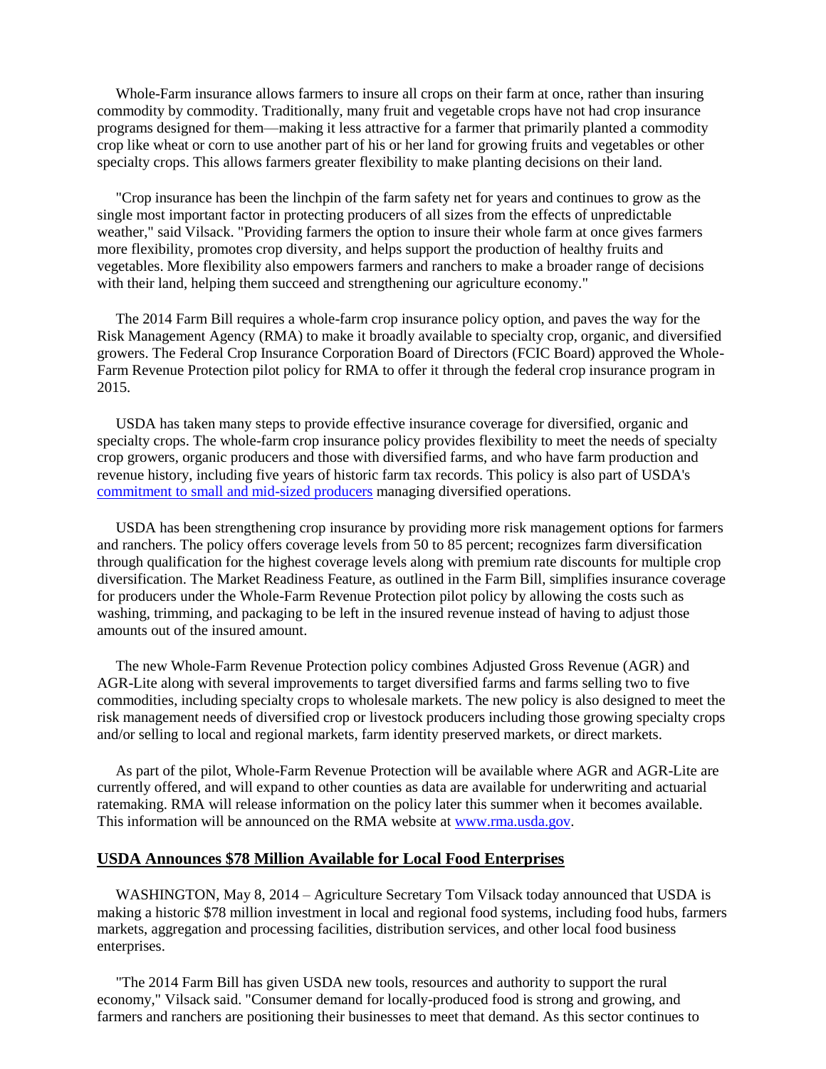Whole-Farm insurance allows farmers to insure all crops on their farm at once, rather than insuring commodity by commodity. Traditionally, many fruit and vegetable crops have not had crop insurance programs designed for them—making it less attractive for a farmer that primarily planted a commodity crop like wheat or corn to use another part of his or her land for growing fruits and vegetables or other specialty crops. This allows farmers greater flexibility to make planting decisions on their land.

"Crop insurance has been the linchpin of the farm safety net for years and continues to grow as the single most important factor in protecting producers of all sizes from the effects of unpredictable weather," said Vilsack. "Providing farmers the option to insure their whole farm at once gives farmers more flexibility, promotes crop diversity, and helps support the production of healthy fruits and vegetables. More flexibility also empowers farmers and ranchers to make a broader range of decisions with their land, helping them succeed and strengthening our agriculture economy."

The 2014 Farm Bill requires a whole-farm crop insurance policy option, and paves the way for the Risk Management Agency (RMA) to make it broadly available to specialty crop, organic, and diversified growers. The Federal Crop Insurance Corporation Board of Directors (FCIC Board) approved the Whole-Farm Revenue Protection pilot policy for RMA to offer it through the federal crop insurance program in 2015.

USDA has taken many steps to provide effective insurance coverage for diversified, organic and specialty crops. The whole-farm crop insurance policy provides flexibility to meet the needs of specialty crop growers, organic producers and those with diversified farms, and who have farm production and revenue history, including five years of historic farm tax records. This policy is also part of USDA's [commitment to small and mid-sized producers](#) managing diversified operations.

USDA has been strengthening crop insurance by providing more risk management options for farmers and ranchers. The policy offers coverage levels from 50 to 85 percent; recognizes farm diversification through qualification for the highest coverage levels along with premium rate discounts for multiple crop diversification. The Market Readiness Feature, as outlined in the Farm Bill, simplifies insurance coverage for producers under the Whole-Farm Revenue Protection pilot policy by allowing the costs such as washing, trimming, and packaging to be left in the insured revenue instead of having to adjust those amounts out of the insured amount.

The new Whole-Farm Revenue Protection policy combines Adjusted Gross Revenue (AGR) and AGR-Lite along with several improvements to target diversified farms and farms selling two to five commodities, including specialty crops to wholesale markets. The new policy is also designed to meet the risk management needs of diversified crop or livestock producers including those growing specialty crops and/or selling to local and regional markets, farm identity preserved markets, or direct markets.

As part of the pilot, Whole-Farm Revenue Protection will be available where AGR and AGR-Lite are currently offered, and will expand to other counties as data are available for underwriting and actuarial ratemaking. RMA will release information on the policy later this summer when it becomes available. This information will be announced on the RMA website at [www.rma.usda.gov](http://www.rma.usda.gov).

## USDA Announces $78 Million Available for Local Food Enterprises

WASHINGTON, May 8, 2014 – Agriculture Secretary Tom Vilsack today announced that USDA is making a historic $78 million investment in local and regional food systems, including food hubs, farmers markets, aggregation and processing facilities, distribution services, and other local food business enterprises.

"The 2014 Farm Bill has given USDA new tools, resources and authority to support the rural economy," Vilsack said. "Consumer demand for locally-produced food is strong and growing, and farmers and ranchers are positioning their businesses to meet that demand. As this sector continues to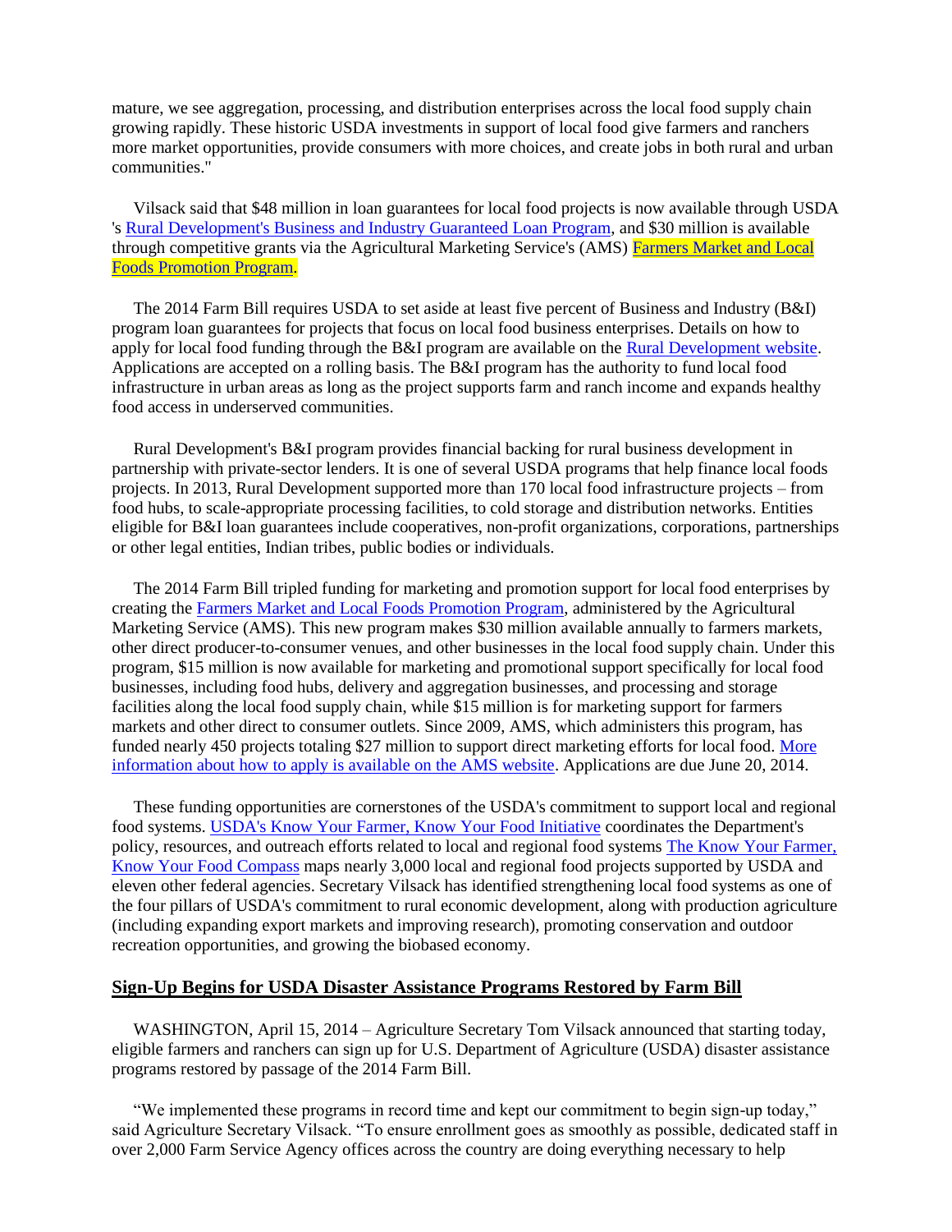mature, we see aggregation, processing, and distribution enterprises across the local food supply chain growing rapidly. These historic USDA investments in support of local food give farmers and ranchers more market opportunities, provide consumers with more choices, and create jobs in both rural and urban communities."

Vilsack said that $48 million in loan guarantees for local food projects is now available through USDA 's Rural Development's Business and Industry Guaranteed Loan Program, and $30 million is available through competitive grants via the Agricultural Marketing Service's (AMS) Farmers Market and Local Foods Promotion Program.

The 2014 Farm Bill requires USDA to set aside at least five percent of Business and Industry (B&I) program loan guarantees for projects that focus on local food business enterprises. Details on how to apply for local food funding through the B&I program are available on the Rural Development website. Applications are accepted on a rolling basis. The B&I program has the authority to fund local food infrastructure in urban areas as long as the project supports farm and ranch income and expands healthy food access in underserved communities.

Rural Development's B&I program provides financial backing for rural business development in partnership with private-sector lenders. It is one of several USDA programs that help finance local foods projects. In 2013, Rural Development supported more than 170 local food infrastructure projects – from food hubs, to scale-appropriate processing facilities, to cold storage and distribution networks. Entities eligible for B&I loan guarantees include cooperatives, non-profit organizations, corporations, partnerships or other legal entities, Indian tribes, public bodies or individuals.

The 2014 Farm Bill tripled funding for marketing and promotion support for local food enterprises by creating the Farmers Market and Local Foods Promotion Program, administered by the Agricultural Marketing Service (AMS). This new program makes $30 million available annually to farmers markets, other direct producer-to-consumer venues, and other businesses in the local food supply chain. Under this program, $15 million is now available for marketing and promotional support specifically for local food businesses, including food hubs, delivery and aggregation businesses, and processing and storage facilities along the local food supply chain, while $15 million is for marketing support for farmers markets and other direct to consumer outlets. Since 2009, AMS, which administers this program, has funded nearly 450 projects totaling $27 million to support direct marketing efforts for local food. More information about how to apply is available on the AMS website. Applications are due June 20, 2014.

These funding opportunities are cornerstones of the USDA's commitment to support local and regional food systems. USDA's Know Your Farmer, Know Your Food Initiative coordinates the Department's policy, resources, and outreach efforts related to local and regional food systems The Know Your Farmer, Know Your Food Compass maps nearly 3,000 local and regional food projects supported by USDA and eleven other federal agencies. Secretary Vilsack has identified strengthening local food systems as one of the four pillars of USDA's commitment to rural economic development, along with production agriculture (including expanding export markets and improving research), promoting conservation and outdoor recreation opportunities, and growing the biobased economy.

## Sign-Up Begins for USDA Disaster Assistance Programs Restored by Farm Bill

WASHINGTON, April 15, 2014 – Agriculture Secretary Tom Vilsack announced that starting today, eligible farmers and ranchers can sign up for U.S. Department of Agriculture (USDA) disaster assistance programs restored by passage of the 2014 Farm Bill.

"We implemented these programs in record time and kept our commitment to begin sign-up today," said Agriculture Secretary Vilsack. "To ensure enrollment goes as smoothly as possible, dedicated staff in over 2,000 Farm Service Agency offices across the country are doing everything necessary to help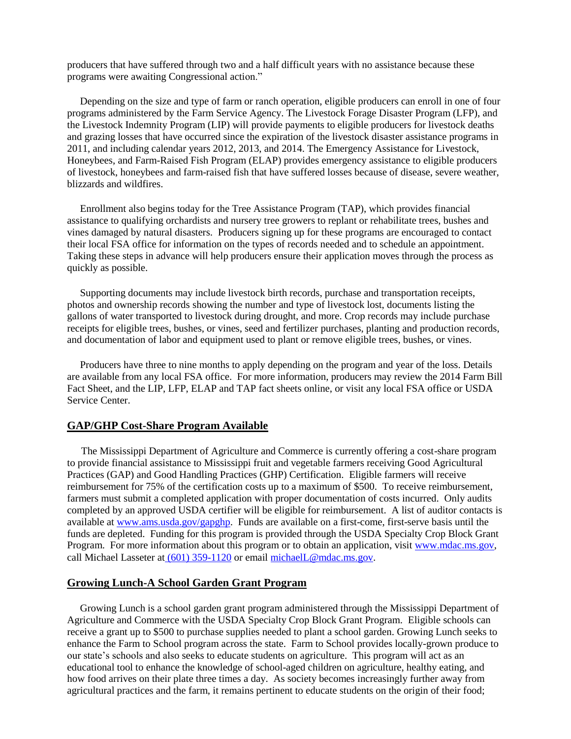producers that have suffered through two and a half difficult years with no assistance because these programs were awaiting Congressional action."

Depending on the size and type of farm or ranch operation, eligible producers can enroll in one of four programs administered by the Farm Service Agency. The Livestock Forage Disaster Program (LFP), and the Livestock Indemnity Program (LIP) will provide payments to eligible producers for livestock deaths and grazing losses that have occurred since the expiration of the livestock disaster assistance programs in 2011, and including calendar years 2012, 2013, and 2014. The Emergency Assistance for Livestock, Honeybees, and Farm-Raised Fish Program (ELAP) provides emergency assistance to eligible producers of livestock, honeybees and farm-raised fish that have suffered losses because of disease, severe weather, blizzards and wildfires.

Enrollment also begins today for the Tree Assistance Program (TAP), which provides financial assistance to qualifying orchardists and nursery tree growers to replant or rehabilitate trees, bushes and vines damaged by natural disasters. Producers signing up for these programs are encouraged to contact their local FSA office for information on the types of records needed and to schedule an appointment. Taking these steps in advance will help producers ensure their application moves through the process as quickly as possible.

Supporting documents may include livestock birth records, purchase and transportation receipts, photos and ownership records showing the number and type of livestock lost, documents listing the gallons of water transported to livestock during drought, and more. Crop records may include purchase receipts for eligible trees, bushes, or vines, seed and fertilizer purchases, planting and production records, and documentation of labor and equipment used to plant or remove eligible trees, bushes, or vines.

Producers have three to nine months to apply depending on the program and year of the loss. Details are available from any local FSA office. For more information, producers may review the 2014 Farm Bill Fact Sheet, and the LIP, LFP, ELAP and TAP fact sheets online, or visit any local FSA office or USDA Service Center.

## GAP/GHP Cost-Share Program Available

The Mississippi Department of Agriculture and Commerce is currently offering a cost-share program to provide financial assistance to Mississippi fruit and vegetable farmers receiving Good Agricultural Practices (GAP) and Good Handling Practices (GHP) Certification. Eligible farmers will receive reimbursement for 75% of the certification costs up to a maximum of $500. To receive reimbursement, farmers must submit a completed application with proper documentation of costs incurred. Only audits completed by an approved USDA certifier will be eligible for reimbursement. A list of auditor contacts is available at www.ams.usda.gov/gapghp. Funds are available on a first-come, first-serve basis until the funds are depleted. Funding for this program is provided through the USDA Specialty Crop Block Grant Program. For more information about this program or to obtain an application, visit www.mdac.ms.gov, call Michael Lasseter at (601) 359-1120 or email michaelL@mdac.ms.gov.

## Growing Lunch-A School Garden Grant Program

Growing Lunch is a school garden grant program administered through the Mississippi Department of Agriculture and Commerce with the USDA Specialty Crop Block Grant Program. Eligible schools can receive a grant up to $500 to purchase supplies needed to plant a school garden. Growing Lunch seeks to enhance the Farm to School program across the state. Farm to School provides locally-grown produce to our state's schools and also seeks to educate students on agriculture. This program will act as an educational tool to enhance the knowledge of school-aged children on agriculture, healthy eating, and how food arrives on their plate three times a day. As society becomes increasingly further away from agricultural practices and the farm, it remains pertinent to educate students on the origin of their food;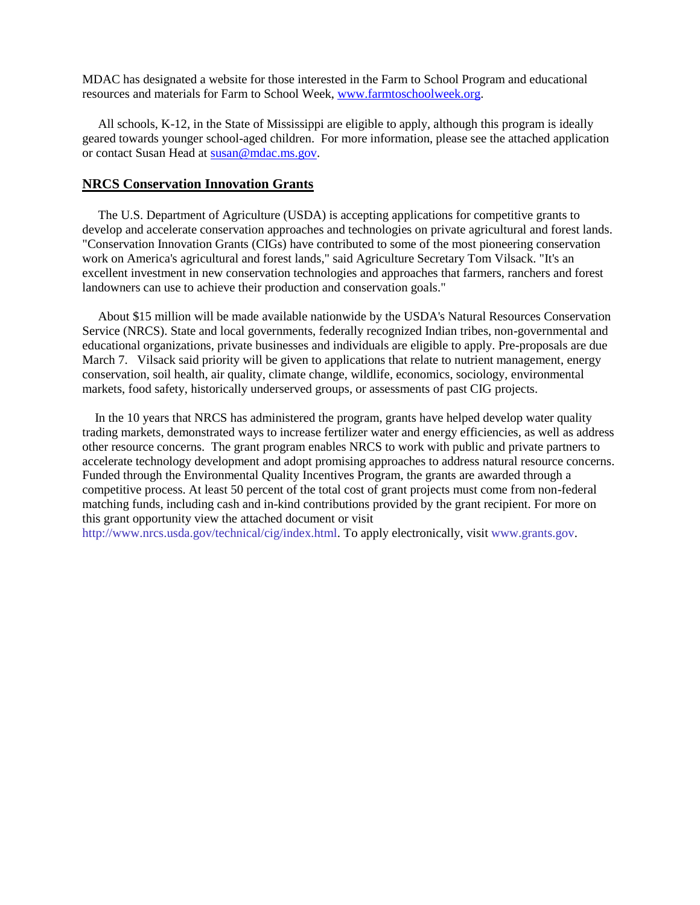MDAC has designated a website for those interested in the Farm to School Program and educational resources and materials for Farm to School Week, [www.farmtoschoolweek.org](www.farmtoschoolweek.org).

All schools, K-12, in the State of Mississippi are eligible to apply, although this program is ideally geared towards younger school-aged children. For more information, please see the attached application or contact Susan Head at [susan@mdac.ms.gov](mailto:susan@mdac.ms.gov).

## NRCS Conservation Innovation Grants

The U.S. Department of Agriculture (USDA) is accepting applications for competitive grants to develop and accelerate conservation approaches and technologies on private agricultural and forest lands. "Conservation Innovation Grants (CIGs) have contributed to some of the most pioneering conservation work on America's agricultural and forest lands," said Agriculture Secretary Tom Vilsack. "It's an excellent investment in new conservation technologies and approaches that farmers, ranchers and forest landowners can use to achieve their production and conservation goals."

About $15 million will be made available nationwide by the USDA's Natural Resources Conservation Service (NRCS). State and local governments, federally recognized Indian tribes, non-governmental and educational organizations, private businesses and individuals are eligible to apply. Pre-proposals are due March 7. Vilsack said priority will be given to applications that relate to nutrient management, energy conservation, soil health, air quality, climate change, wildlife, economics, sociology, environmental markets, food safety, historically underserved groups, or assessments of past CIG projects.

In the 10 years that NRCS has administered the program, grants have helped develop water quality trading markets, demonstrated ways to increase fertilizer water and energy efficiencies, as well as address other resource concerns. The grant program enables NRCS to work with public and private partners to accelerate technology development and adopt promising approaches to address natural resource concerns. Funded through the Environmental Quality Incentives Program, the grants are awarded through a competitive process. At least 50 percent of the total cost of grant projects must come from non-federal matching funds, including cash and in-kind contributions provided by the grant recipient. For more on this grant opportunity view the attached document or visit http://www.nrcs.usda.gov/technical/cig/index.html. To apply electronically, visit www.grants.gov.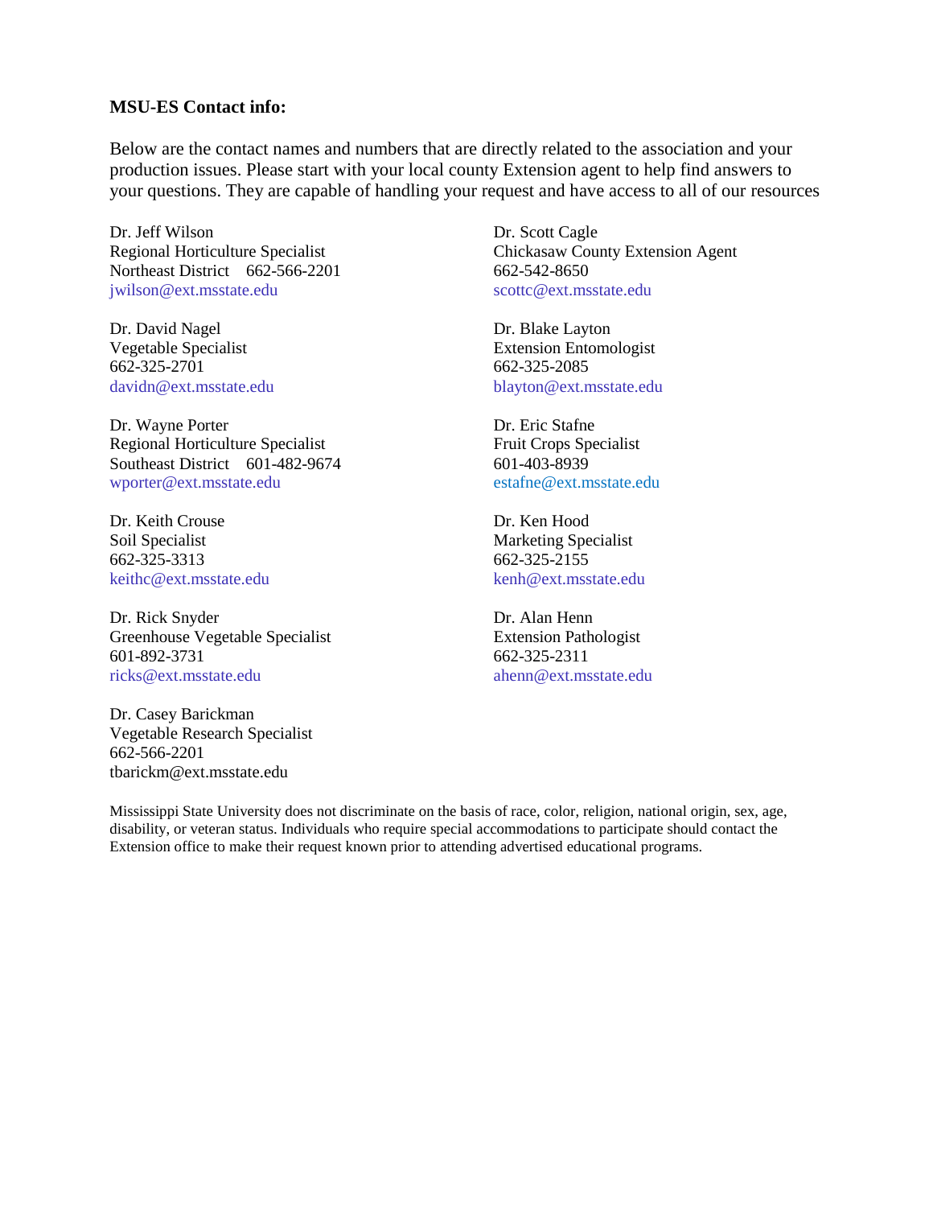**MSU-ES Contact info:**

Below are the contact names and numbers that are directly related to the association and your production issues. Please start with your local county Extension agent to help find answers to your questions. They are capable of handling your request and have access to all of our resources

Dr. Jeff Wilson
Regional Horticulture Specialist
Northeast District 662-566-2201
jwilson@ext.msstate.edu

Dr. David Nagel
Vegetable Specialist
662-325-2701
davidn@ext.msstate.edu

Dr. Wayne Porter
Regional Horticulture Specialist
Southeast District 601-482-9674
wporter@ext.msstate.edu

Dr. Keith Crouse
Soil Specialist
662-325-3313
keithc@ext.msstate.edu

Dr. Rick Snyder
Greenhouse Vegetable Specialist
601-892-3731
ricks@ext.msstate.edu

Dr. Casey Barickman
Vegetable Research Specialist
662-566-2201
tbarickm@ext.msstate.edu

Dr. Scott Cagle
Chickasaw County Extension Agent
662-542-8650
scottc@ext.msstate.edu

Dr. Blake Layton
Extension Entomologist
662-325-2085
blayton@ext.msstate.edu

Dr. Eric Stafne
Fruit Crops Specialist
601-403-8939
estafne@ext.msstate.edu

Dr. Ken Hood
Marketing Specialist
662-325-2155
kenh@ext.msstate.edu

Dr. Alan Henn
Extension Pathologist
662-325-2311
ahenn@ext.msstate.edu

Mississippi State University does not discriminate on the basis of race, color, religion, national origin, sex, age, disability, or veteran status. Individuals who require special accommodations to participate should contact the Extension office to make their request known prior to attending advertised educational programs.